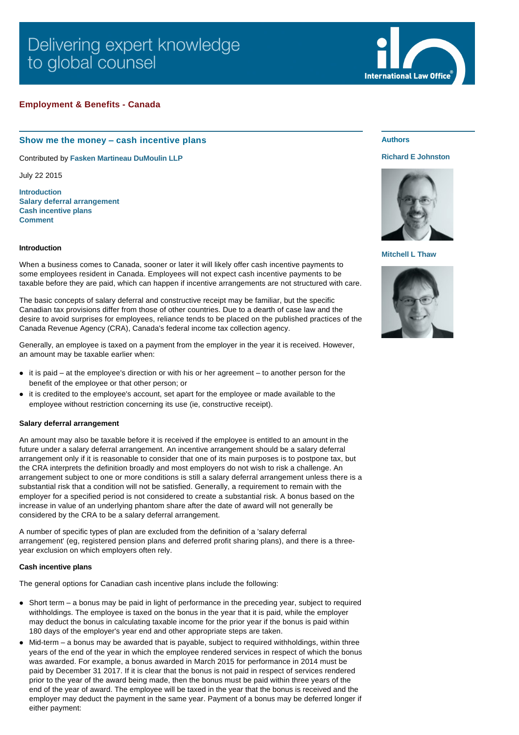# Employment & Benefits - Canada

## Show me the money – cash incentive plans

Contributed by **Fasken Martineau DuMoulin LLP**

July 22 2015

**Authors**

**Richard E Johnston**

**Mitchell L Thaw**

- Introduction
- Salary deferral arrangement
- Cash incentive plans
- Comment

### Introduction

When a business comes to Canada, sooner or later it will likely offer cash incentive payments to some employees resident in Canada. Employees will not expect cash incentive payments to be taxable before they are paid, which can happen if incentive arrangements are not structured with care.

The basic concepts of salary deferral and constructive receipt may be familiar, but the specific Canadian tax provisions differ from those of other countries. Due to a dearth of case law and the desire to avoid surprises for employees, reliance tends to be placed on the published practices of the Canada Revenue Agency (CRA), Canada's federal income tax collection agency.

Generally, an employee is taxed on a payment from the employer in the year it is received. However, an amount may be taxable earlier when:

- it is paid – at the employee's direction or with his or her agreement – to another person for the benefit of the employee or that other person; or
- it is credited to the employee's account, set apart for the employee or made available to the employee without restriction concerning its use (ie, constructive receipt).

### Salary deferral arrangement

An amount may also be taxable before it is received if the employee is entitled to an amount in the future under a salary deferral arrangement. An incentive arrangement should be a salary deferral arrangement only if it is reasonable to consider that one of its main purposes is to postpone tax, but the CRA interprets the definition broadly and most employers do not wish to risk a challenge. An arrangement subject to one or more conditions is still a salary deferral arrangement unless there is a substantial risk that a condition will not be satisfied. Generally, a requirement to remain with the employer for a specified period is not considered to create a substantial risk. A bonus based on the increase in value of an underlying phantom share after the date of award will not generally be considered by the CRA to be a salary deferral arrangement.

A number of specific types of plan are excluded from the definition of a 'salary deferral arrangement' (eg, registered pension plans and deferred profit sharing plans), and there is a three-year exclusion on which employers often rely.

### Cash incentive plans

The general options for Canadian cash incentive plans include the following:

- Short term – a bonus may be paid in light of performance in the preceding year, subject to required withholdings. The employee is taxed on the bonus in the year that it is paid, while the employer may deduct the bonus in calculating taxable income for the prior year if the bonus is paid within 180 days of the employer's year end and other appropriate steps are taken.
- Mid-term – a bonus may be awarded that is payable, subject to required withholdings, within three years of the end of the year in which the employee rendered services in respect of which the bonus was awarded. For example, a bonus awarded in March 2015 for performance in 2014 must be paid by December 31 2017. If it is clear that the bonus is not paid in respect of services rendered prior to the year of the award being made, then the bonus must be paid within three years of the end of the year of award. The employee will be taxed in the year that the bonus is received and the employer may deduct the payment in the same year. Payment of a bonus may be deferred longer if either payment: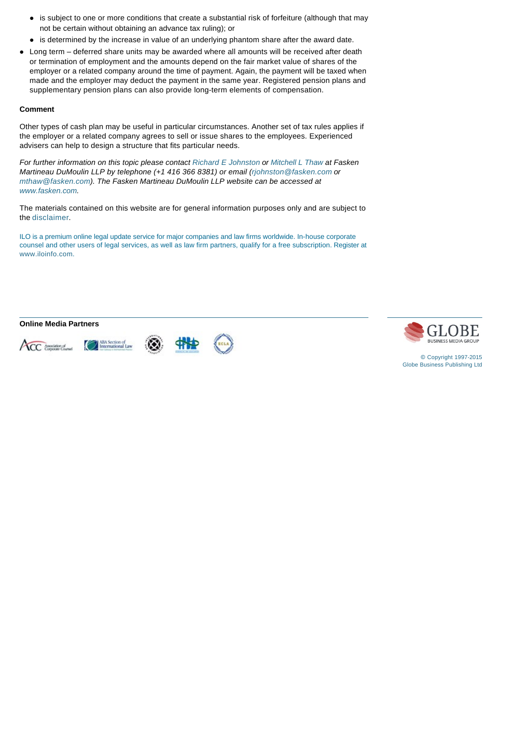- is subject to one or more conditions that create a substantial risk of forfeiture (although that may not be certain without obtaining an advance tax ruling); or
  - is determined by the increase in value of an underlying phantom share after the award date.
- Long term – deferred share units may be awarded where all amounts will be received after death or termination of employment and the amounts depend on the fair market value of shares of the employer or a related company around the time of payment. Again, the payment will be taxed when made and the employer may deduct the payment in the same year. Registered pension plans and supplementary pension plans can also provide long-term elements of compensation.

**Comment**

Other types of cash plan may be useful in particular circumstances. Another set of tax rules applies if the employer or a related company agrees to sell or issue shares to the employees. Experienced advisers can help to design a structure that fits particular needs.

*For further information on this topic please contact Richard E Johnston or Mitchell L Thaw at Fasken Martineau DuMoulin LLP by telephone (+1 416 366 8381) or email (rjohnston@fasken.com or mthaw@fasken.com). The Fasken Martineau DuMoulin LLP website can be accessed at www.fasken.com.*

The materials contained on this website are for general information purposes only and are subject to the disclaimer.

ILO is a premium online legal update service for major companies and law firms worldwide. In-house corporate counsel and other users of legal services, as well as law firm partners, qualify for a free subscription. Register at www.iloinfo.com.

**Online Media Partners**

© Copyright 1997-2015
Globe Business Publishing Ltd